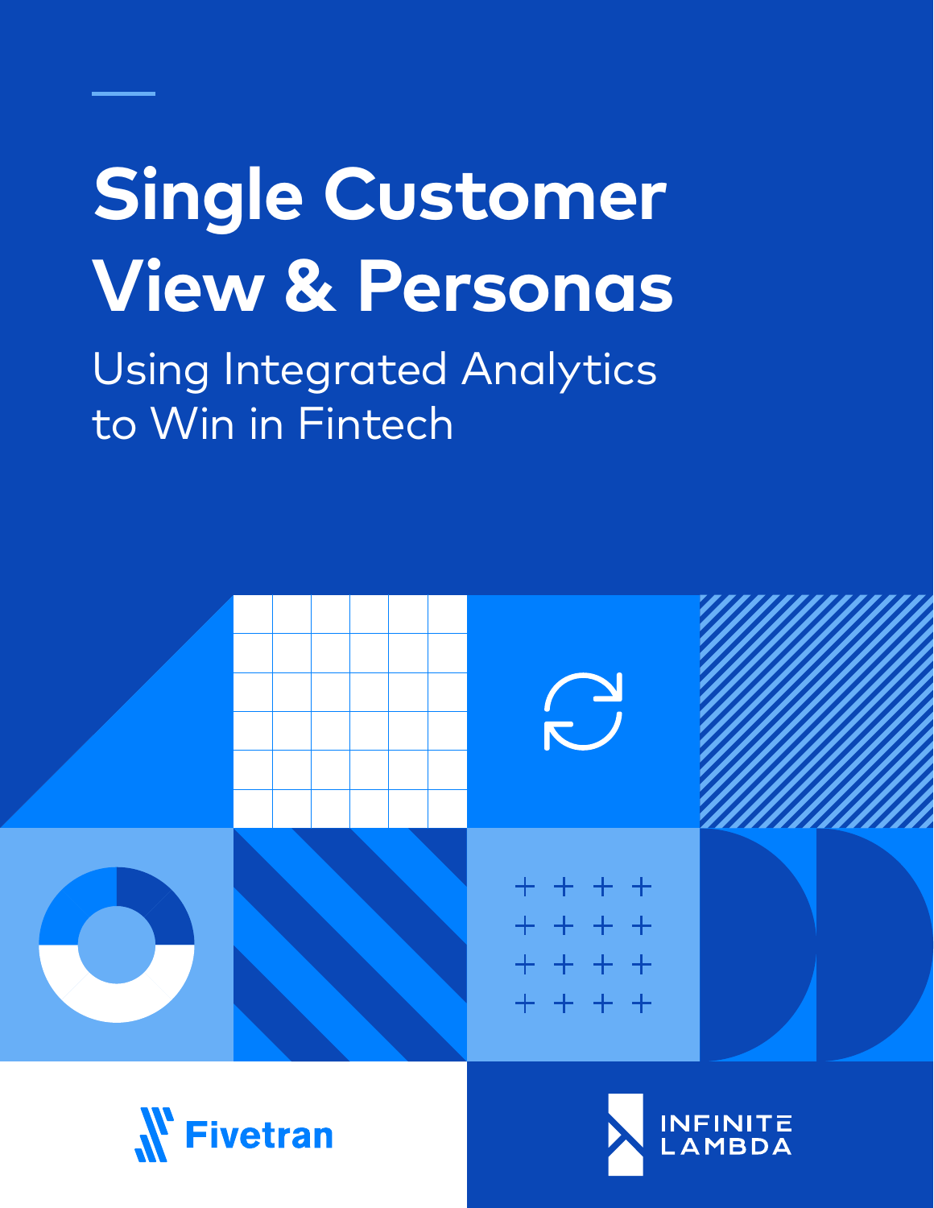# Single Customer View & Personas

## Using Integrated Analytics to Win in Fintech

Fivetran

INFINITE LAMBDA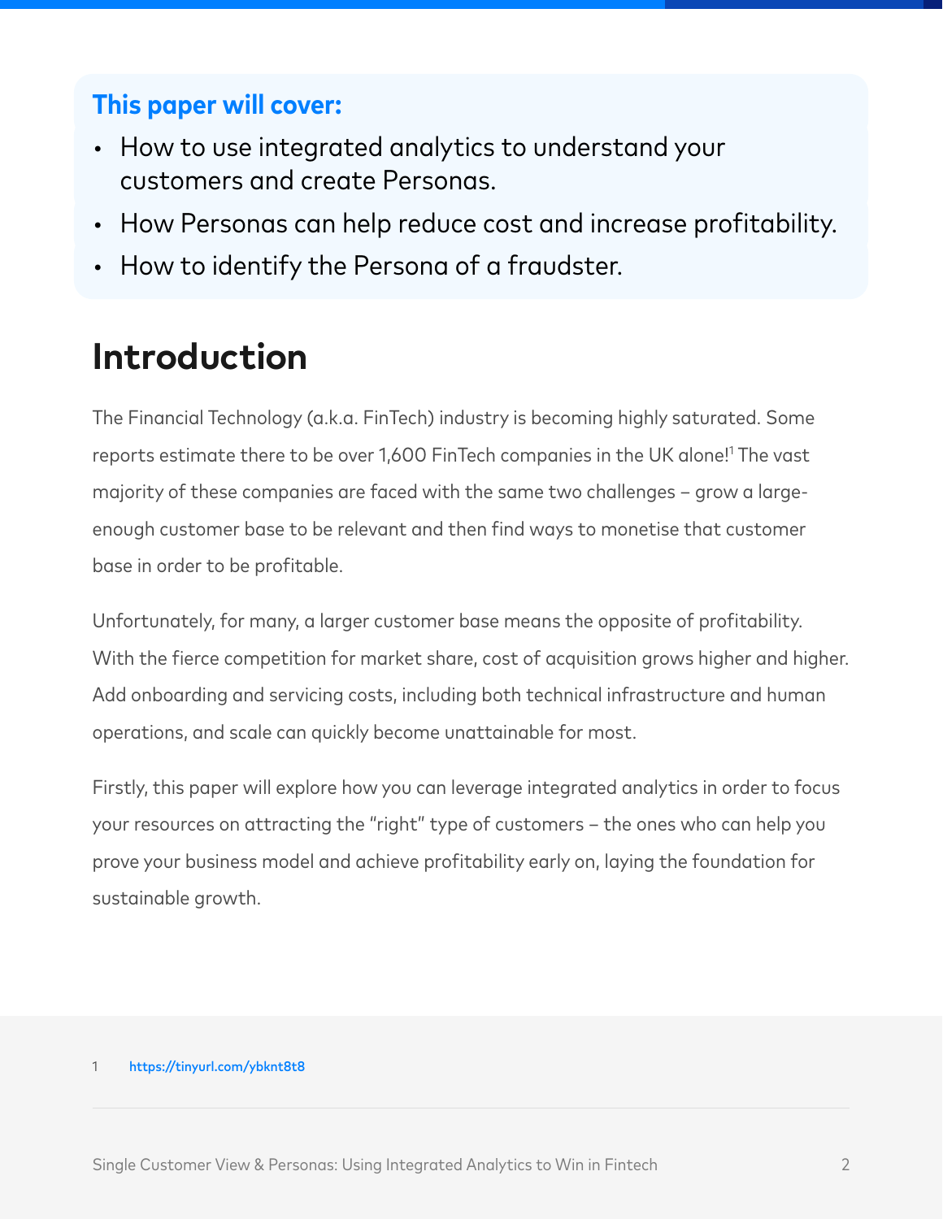**This paper will cover:**

- How to use integrated analytics to understand your customers and create Personas.
- How Personas can help reduce cost and increase profitability.
- How to identify the Persona of a fraudster.

# Introduction

The Financial Technology (a.k.a. FinTech) industry is becoming highly saturated. Some reports estimate there to be over 1,600 FinTech companies in the UK alone![1] The vast majority of these companies are faced with the same two challenges – grow a large-enough customer base to be relevant and then find ways to monetise that customer base in order to be profitable.

Unfortunately, for many, a larger customer base means the opposite of profitability. With the fierce competition for market share, cost of acquisition grows higher and higher. Add onboarding and servicing costs, including both technical infrastructure and human operations, and scale can quickly become unattainable for most.

Firstly, this paper will explore how you can leverage integrated analytics in order to focus your resources on attracting the "right" type of customers – the ones who can help you prove your business model and achieve profitability early on, laying the foundation for sustainable growth.

1 https://tinyurl.com/ybknt8t8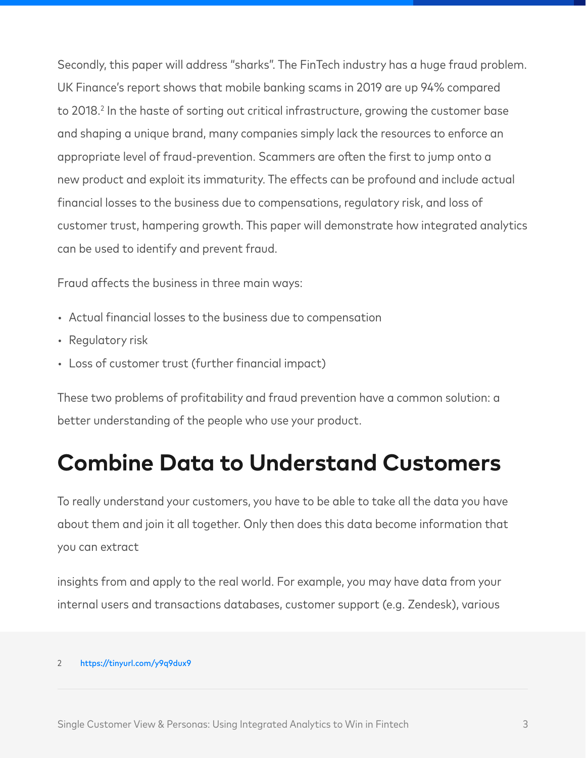Secondly, this paper will address "sharks". The FinTech industry has a huge fraud problem. UK Finance's report shows that mobile banking scams in 2019 are up 94% compared to 2018.[2] In the haste of sorting out critical infrastructure, growing the customer base and shaping a unique brand, many companies simply lack the resources to enforce an appropriate level of fraud-prevention. Scammers are often the first to jump onto a new product and exploit its immaturity. The effects can be profound and include actual financial losses to the business due to compensations, regulatory risk, and loss of customer trust, hampering growth. This paper will demonstrate how integrated analytics can be used to identify and prevent fraud.

Fraud affects the business in three main ways:

- Actual financial losses to the business due to compensation
- Regulatory risk
- Loss of customer trust (further financial impact)

These two problems of profitability and fraud prevention have a common solution: a better understanding of the people who use your product.

# Combine Data to Understand Customers

To really understand your customers, you have to be able to take all the data you have about them and join it all together. Only then does this data become information that you can extract

insights from and apply to the real world. For example, you may have data from your internal users and transactions databases, customer support (e.g. Zendesk), various

---

2 https://tinyurl.com/y9q9dux9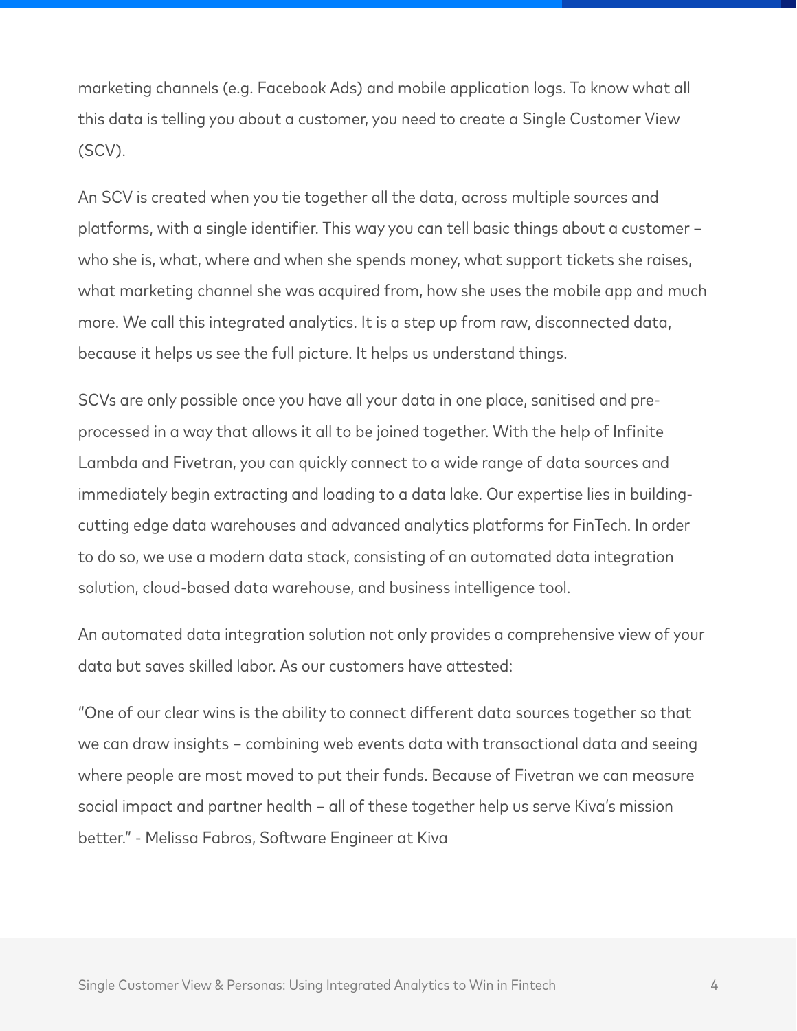marketing channels (e.g. Facebook Ads) and mobile application logs. To know what all this data is telling you about a customer, you need to create a Single Customer View (SCV).

An SCV is created when you tie together all the data, across multiple sources and platforms, with a single identifier. This way you can tell basic things about a customer – who she is, what, where and when she spends money, what support tickets she raises, what marketing channel she was acquired from, how she uses the mobile app and much more. We call this integrated analytics. It is a step up from raw, disconnected data, because it helps us see the full picture. It helps us understand things.

SCVs are only possible once you have all your data in one place, sanitised and pre-processed in a way that allows it all to be joined together. With the help of Infinite Lambda and Fivetran, you can quickly connect to a wide range of data sources and immediately begin extracting and loading to a data lake. Our expertise lies in building-cutting edge data warehouses and advanced analytics platforms for FinTech. In order to do so, we use a modern data stack, consisting of an automated data integration solution, cloud-based data warehouse, and business intelligence tool.

An automated data integration solution not only provides a comprehensive view of your data but saves skilled labor. As our customers have attested:

"One of our clear wins is the ability to connect different data sources together so that we can draw insights – combining web events data with transactional data and seeing where people are most moved to put their funds. Because of Fivetran we can measure social impact and partner health – all of these together help us serve Kiva's mission better." - Melissa Fabros, Software Engineer at Kiva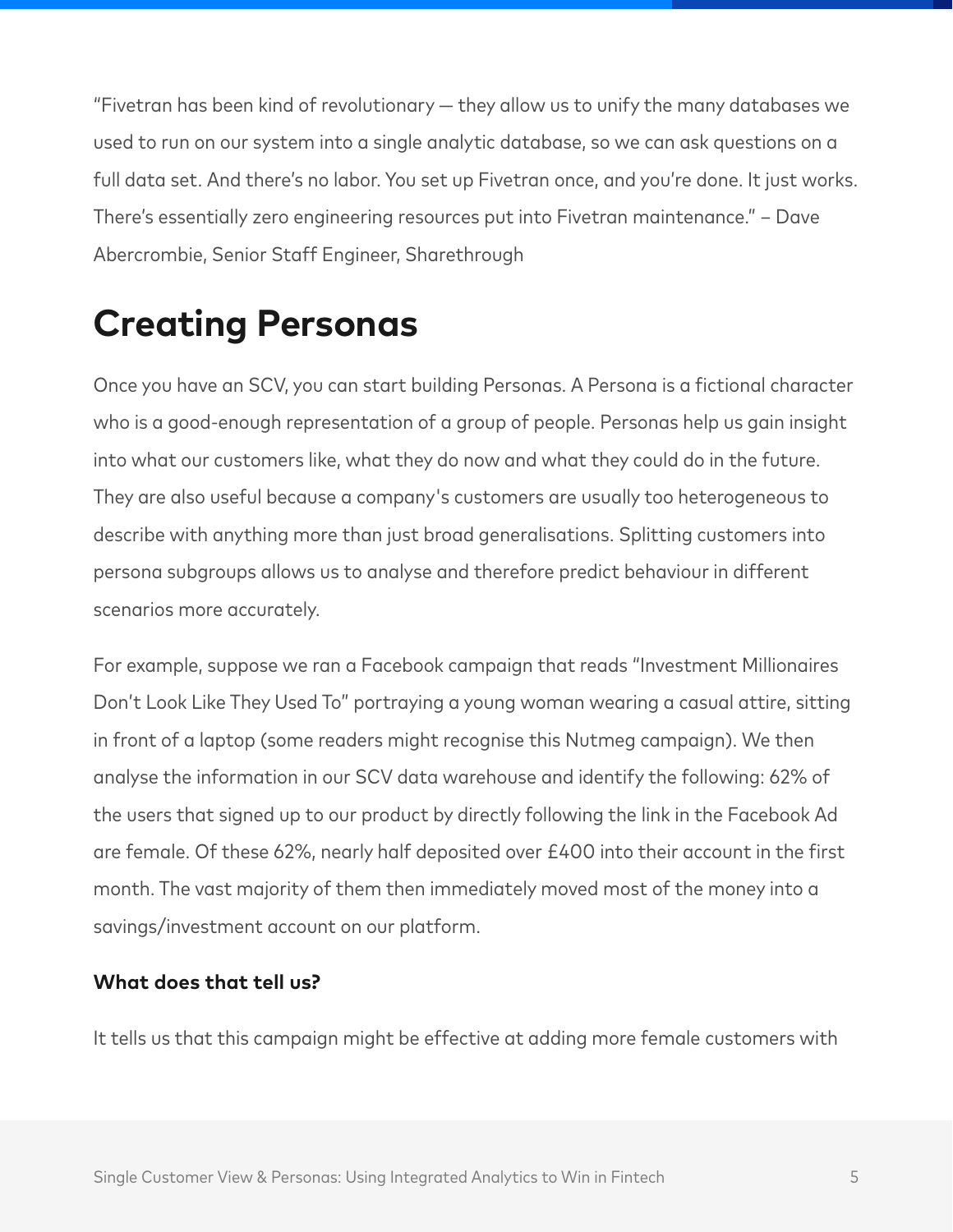“Fivetran has been kind of revolutionary — they allow us to unify the many databases we used to run on our system into a single analytic database, so we can ask questions on a full data set. And there’s no labor. You set up Fivetran once, and you’re done. It just works. There’s essentially zero engineering resources put into Fivetran maintenance.” – Dave Abercrombie, Senior Staff Engineer, Sharethrough

## Creating Personas

Once you have an SCV, you can start building Personas. A Persona is a fictional character who is a good-enough representation of a group of people. Personas help us gain insight into what our customers like, what they do now and what they could do in the future. They are also useful because a company's customers are usually too heterogeneous to describe with anything more than just broad generalisations. Splitting customers into persona subgroups allows us to analyse and therefore predict behaviour in different scenarios more accurately.

For example, suppose we ran a Facebook campaign that reads “Investment Millionaires Don’t Look Like They Used To” portraying a young woman wearing a casual attire, sitting in front of a laptop (some readers might recognise this Nutmeg campaign). We then analyse the information in our SCV data warehouse and identify the following: 62% of the users that signed up to our product by directly following the link in the Facebook Ad are female. Of these 62%, nearly half deposited over £400 into their account in the first month. The vast majority of them then immediately moved most of the money into a savings/investment account on our platform.

**What does that tell us?**

It tells us that this campaign might be effective at adding more female customers with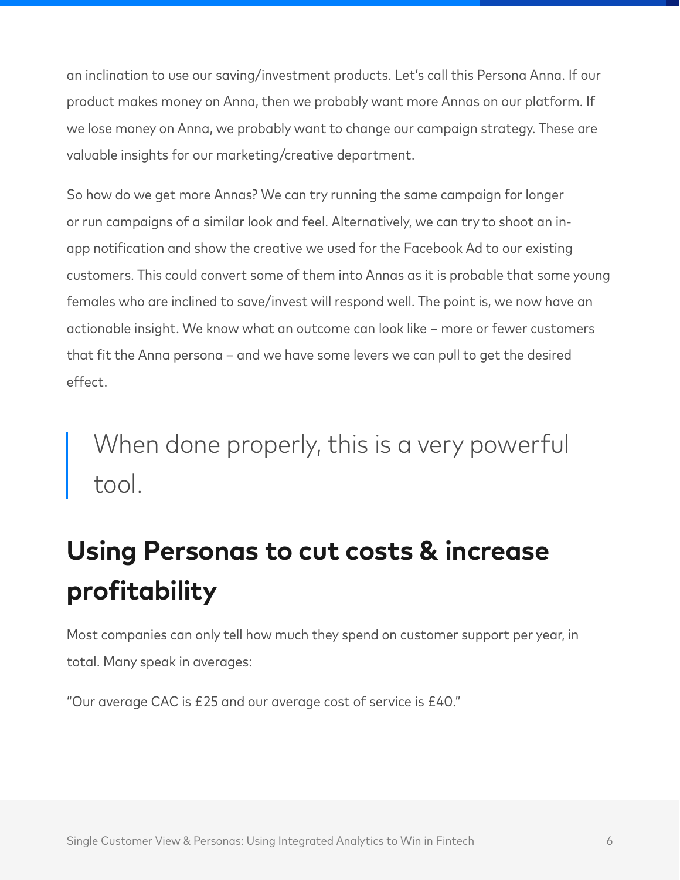an inclination to use our saving/investment products. Let's call this Persona Anna. If our product makes money on Anna, then we probably want more Annas on our platform. If we lose money on Anna, we probably want to change our campaign strategy. These are valuable insights for our marketing/creative department.

So how do we get more Annas? We can try running the same campaign for longer or run campaigns of a similar look and feel. Alternatively, we can try to shoot an in-app notification and show the creative we used for the Facebook Ad to our existing customers. This could convert some of them into Annas as it is probable that some young females who are inclined to save/invest will respond well. The point is, we now have an actionable insight. We know what an outcome can look like – more or fewer customers that fit the Anna persona – and we have some levers we can pull to get the desired effect.

> When done properly, this is a very powerful tool.

## Using Personas to cut costs & increase profitability

Most companies can only tell how much they spend on customer support per year, in total. Many speak in averages:

"Our average CAC is £25 and our average cost of service is £40."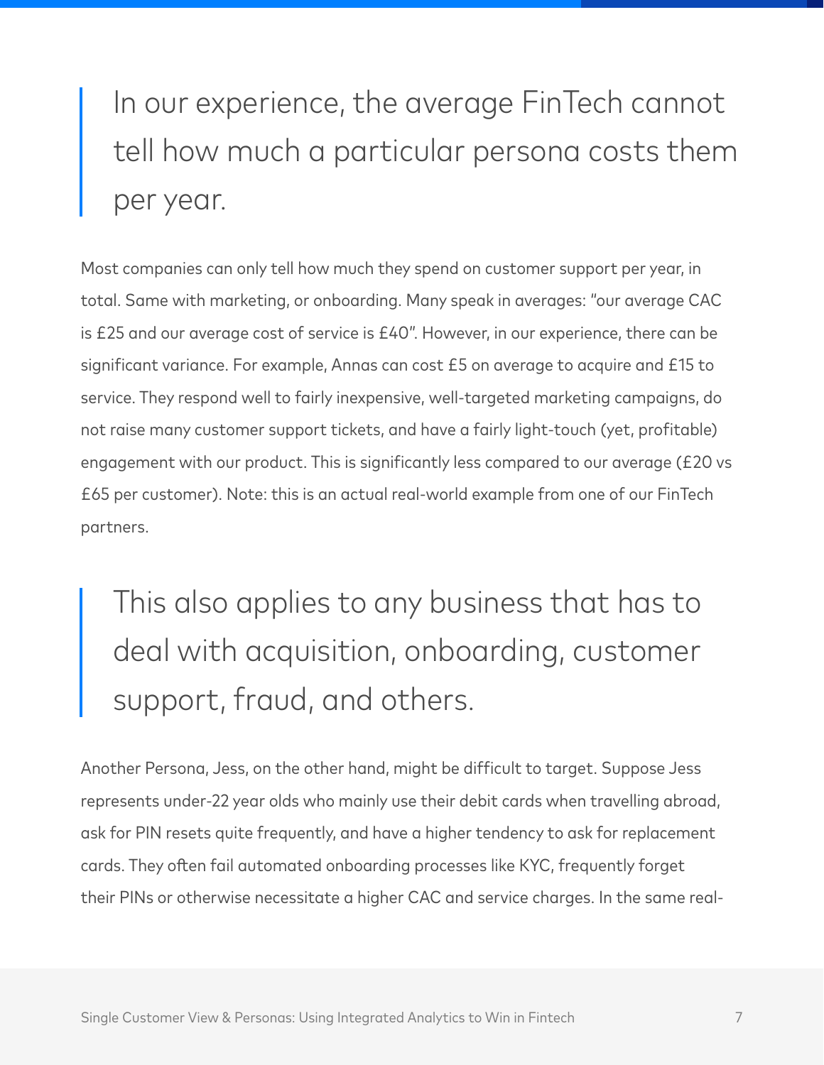> In our experience, the average FinTech cannot tell how much a particular persona costs them per year.

Most companies can only tell how much they spend on customer support per year, in total. Same with marketing, or onboarding. Many speak in averages: "our average CAC is £25 and our average cost of service is £40". However, in our experience, there can be significant variance. For example, Annas can cost £5 on average to acquire and £15 to service. They respond well to fairly inexpensive, well-targeted marketing campaigns, do not raise many customer support tickets, and have a fairly light-touch (yet, profitable) engagement with our product. This is significantly less compared to our average (£20 vs £65 per customer). Note: this is an actual real-world example from one of our FinTech partners.

> This also applies to any business that has to deal with acquisition, onboarding, customer support, fraud, and others.

Another Persona, Jess, on the other hand, might be difficult to target. Suppose Jess represents under-22 year olds who mainly use their debit cards when travelling abroad, ask for PIN resets quite frequently, and have a higher tendency to ask for replacement cards. They often fail automated onboarding processes like KYC, frequently forget their PINs or otherwise necessitate a higher CAC and service charges. In the same real-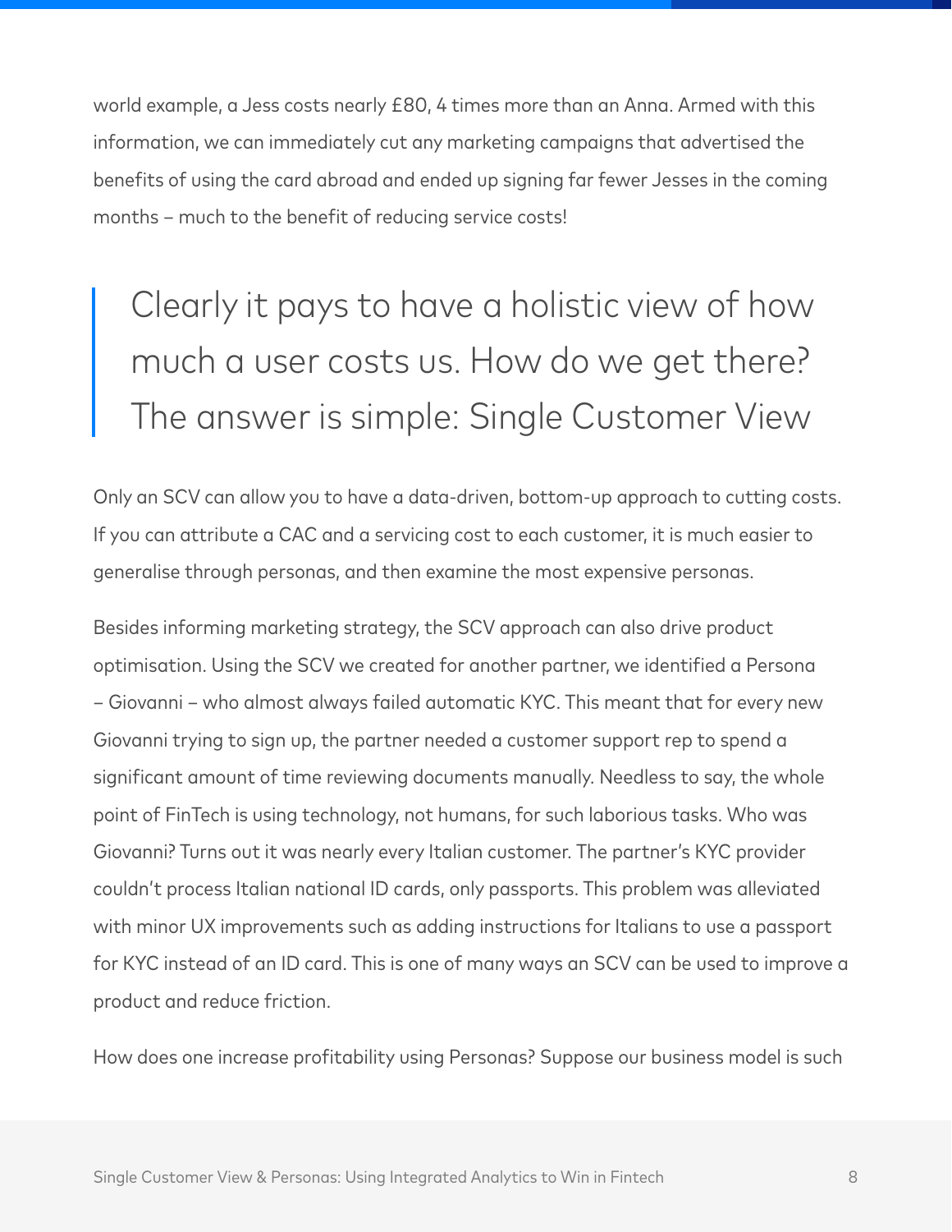world example, a Jess costs nearly £80, 4 times more than an Anna. Armed with this information, we can immediately cut any marketing campaigns that advertised the benefits of using the card abroad and ended up signing far fewer Jesses in the coming months – much to the benefit of reducing service costs!

> Clearly it pays to have a holistic view of how much a user costs us. How do we get there? The answer is simple: Single Customer View

Only an SCV can allow you to have a data-driven, bottom-up approach to cutting costs. If you can attribute a CAC and a servicing cost to each customer, it is much easier to generalise through personas, and then examine the most expensive personas.

Besides informing marketing strategy, the SCV approach can also drive product optimisation. Using the SCV we created for another partner, we identified a Persona – Giovanni – who almost always failed automatic KYC. This meant that for every new Giovanni trying to sign up, the partner needed a customer support rep to spend a significant amount of time reviewing documents manually. Needless to say, the whole point of FinTech is using technology, not humans, for such laborious tasks. Who was Giovanni? Turns out it was nearly every Italian customer. The partner's KYC provider couldn't process Italian national ID cards, only passports. This problem was alleviated with minor UX improvements such as adding instructions for Italians to use a passport for KYC instead of an ID card. This is one of many ways an SCV can be used to improve a product and reduce friction.

How does one increase profitability using Personas? Suppose our business model is such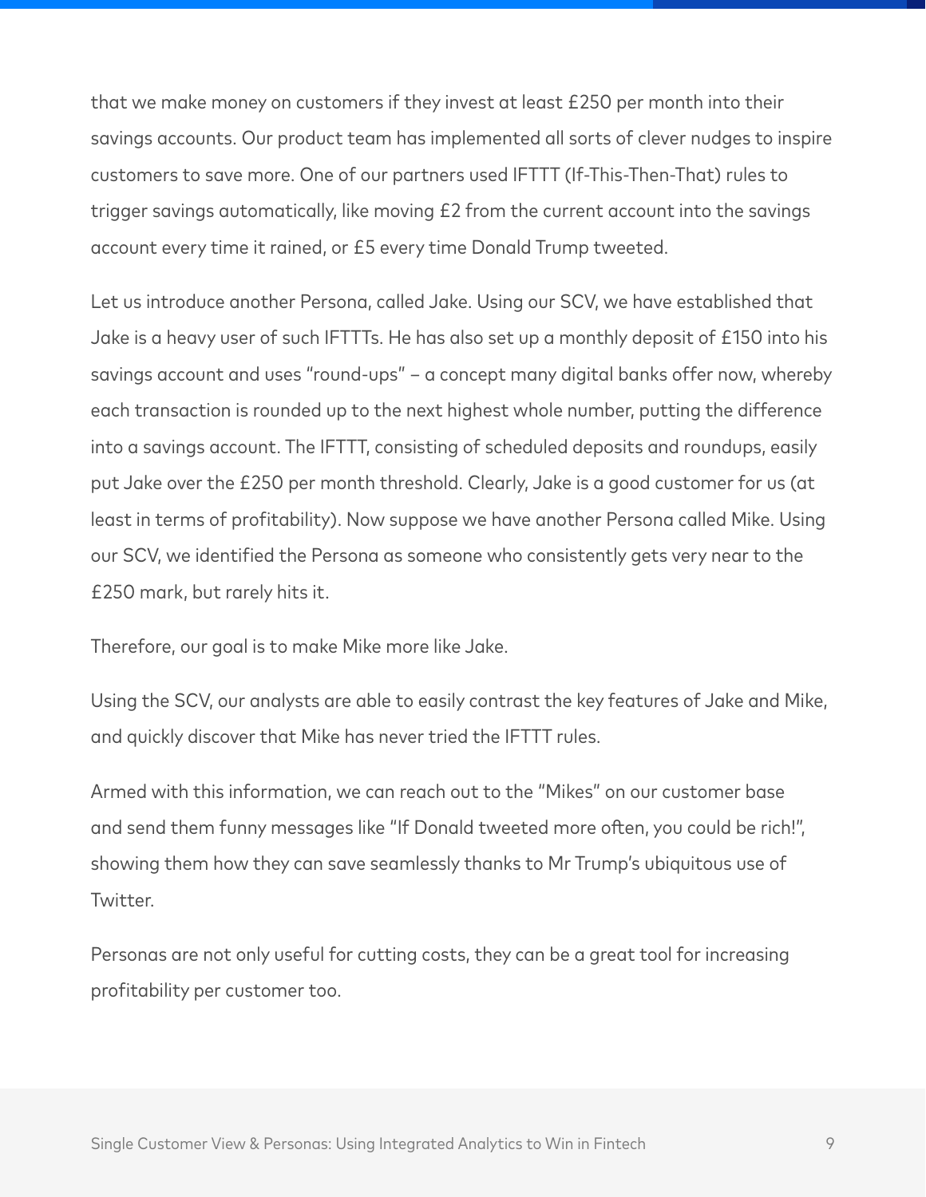that we make money on customers if they invest at least £250 per month into their savings accounts. Our product team has implemented all sorts of clever nudges to inspire customers to save more. One of our partners used IFTTT (If-This-Then-That) rules to trigger savings automatically, like moving £2 from the current account into the savings account every time it rained, or £5 every time Donald Trump tweeted.

Let us introduce another Persona, called Jake. Using our SCV, we have established that Jake is a heavy user of such IFTTTs. He has also set up a monthly deposit of £150 into his savings account and uses "round-ups" – a concept many digital banks offer now, whereby each transaction is rounded up to the next highest whole number, putting the difference into a savings account. The IFTTT, consisting of scheduled deposits and roundups, easily put Jake over the £250 per month threshold. Clearly, Jake is a good customer for us (at least in terms of profitability). Now suppose we have another Persona called Mike. Using our SCV, we identified the Persona as someone who consistently gets very near to the £250 mark, but rarely hits it.

Therefore, our goal is to make Mike more like Jake.

Using the SCV, our analysts are able to easily contrast the key features of Jake and Mike, and quickly discover that Mike has never tried the IFTTT rules.

Armed with this information, we can reach out to the "Mikes" on our customer base and send them funny messages like "If Donald tweeted more often, you could be rich!", showing them how they can save seamlessly thanks to Mr Trump's ubiquitous use of Twitter.

Personas are not only useful for cutting costs, they can be a great tool for increasing profitability per customer too.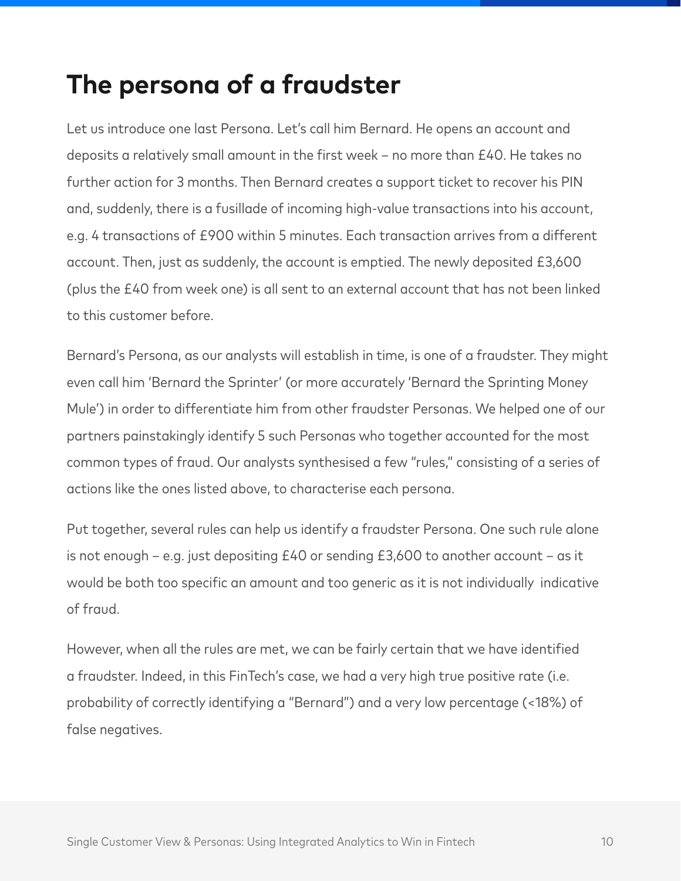# The persona of a fraudster

Let us introduce one last Persona. Let's call him Bernard. He opens an account and deposits a relatively small amount in the first week – no more than £40. He takes no further action for 3 months. Then Bernard creates a support ticket to recover his PIN and, suddenly, there is a fusillade of incoming high-value transactions into his account, e.g. 4 transactions of £900 within 5 minutes. Each transaction arrives from a different account. Then, just as suddenly, the account is emptied. The newly deposited £3,600 (plus the £40 from week one) is all sent to an external account that has not been linked to this customer before.

Bernard's Persona, as our analysts will establish in time, is one of a fraudster. They might even call him 'Bernard the Sprinter' (or more accurately 'Bernard the Sprinting Money Mule') in order to differentiate him from other fraudster Personas. We helped one of our partners painstakingly identify 5 such Personas who together accounted for the most common types of fraud. Our analysts synthesised a few "rules," consisting of a series of actions like the ones listed above, to characterise each persona.

Put together, several rules can help us identify a fraudster Persona. One such rule alone is not enough – e.g. just depositing £40 or sending £3,600 to another account – as it would be both too specific an amount and too generic as it is not individually indicative of fraud.

However, when all the rules are met, we can be fairly certain that we have identified a fraudster. Indeed, in this FinTech's case, we had a very high true positive rate (i.e. probability of correctly identifying a "Bernard") and a very low percentage (<18%) of false negatives.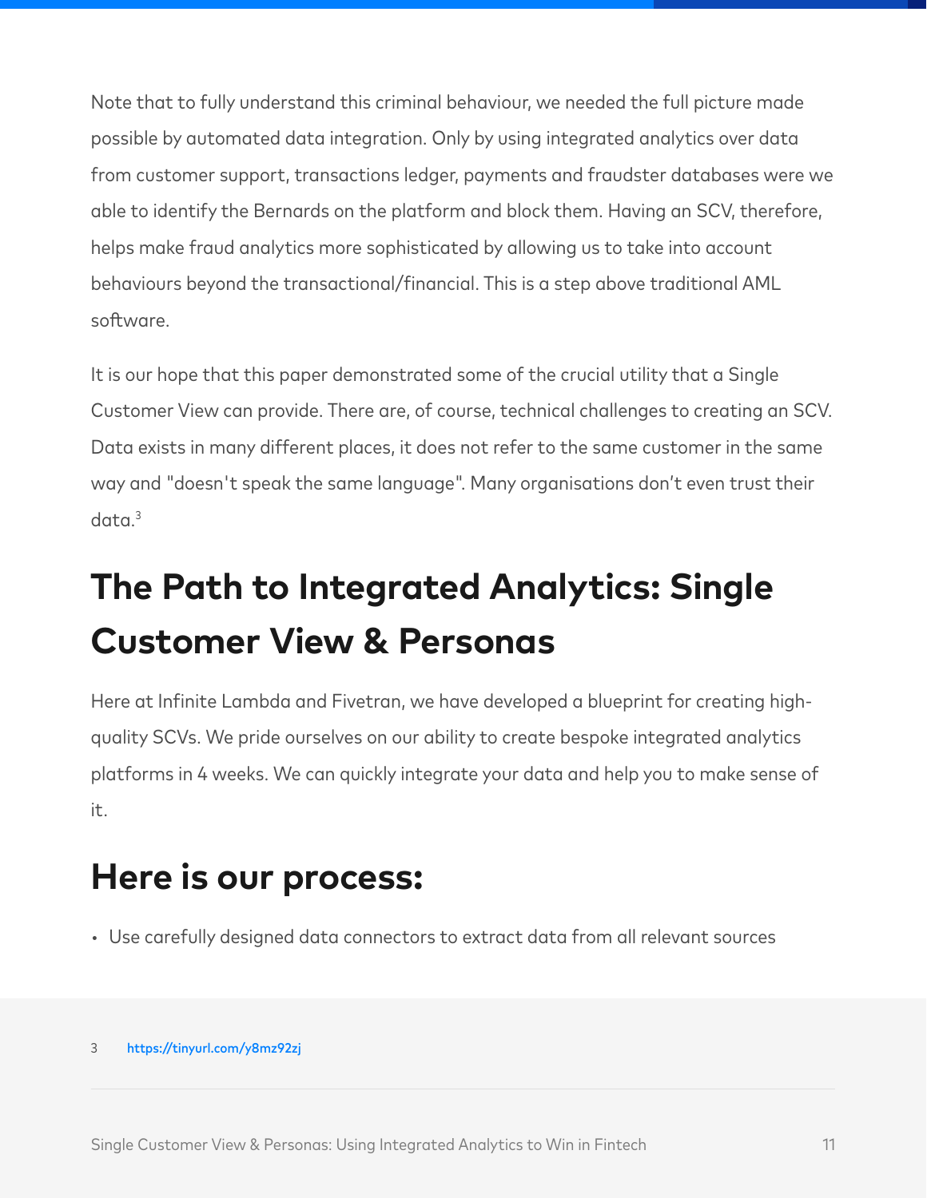Note that to fully understand this criminal behaviour, we needed the full picture made possible by automated data integration. Only by using integrated analytics over data from customer support, transactions ledger, payments and fraudster databases were we able to identify the Bernards on the platform and block them. Having an SCV, therefore, helps make fraud analytics more sophisticated by allowing us to take into account behaviours beyond the transactional/financial. This is a step above traditional AML software.

It is our hope that this paper demonstrated some of the crucial utility that a Single Customer View can provide. There are, of course, technical challenges to creating an SCV. Data exists in many different places, it does not refer to the same customer in the same way and "doesn't speak the same language". Many organisations don't even trust their data.[3]

# The Path to Integrated Analytics: Single Customer View & Personas

Here at Infinite Lambda and Fivetran, we have developed a blueprint for creating high-quality SCVs. We pride ourselves on our ability to create bespoke integrated analytics platforms in 4 weeks. We can quickly integrate your data and help you to make sense of it.

## Here is our process:

- Use carefully designed data connectors to extract data from all relevant sources

[3] https://tinyurl.com/y8mz92zj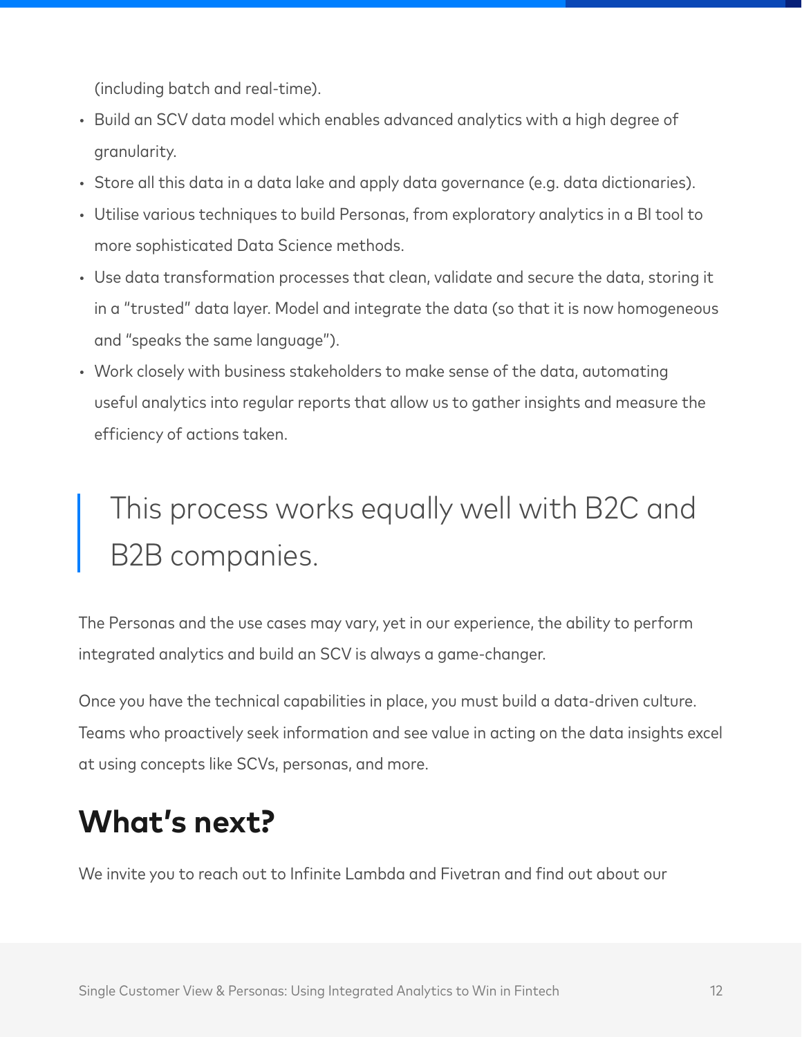(including batch and real-time).

- Build an SCV data model which enables advanced analytics with a high degree of granularity.
- Store all this data in a data lake and apply data governance (e.g. data dictionaries).
- Utilise various techniques to build Personas, from exploratory analytics in a BI tool to more sophisticated Data Science methods.
- Use data transformation processes that clean, validate and secure the data, storing it in a "trusted" data layer. Model and integrate the data (so that it is now homogeneous and "speaks the same language").
- Work closely with business stakeholders to make sense of the data, automating useful analytics into regular reports that allow us to gather insights and measure the efficiency of actions taken.

> This process works equally well with B2C and B2B companies.

The Personas and the use cases may vary, yet in our experience, the ability to perform integrated analytics and build an SCV is always a game-changer.

Once you have the technical capabilities in place, you must build a data-driven culture. Teams who proactively seek information and see value in acting on the data insights excel at using concepts like SCVs, personas, and more.

## What's next?

We invite you to reach out to Infinite Lambda and Fivetran and find out about our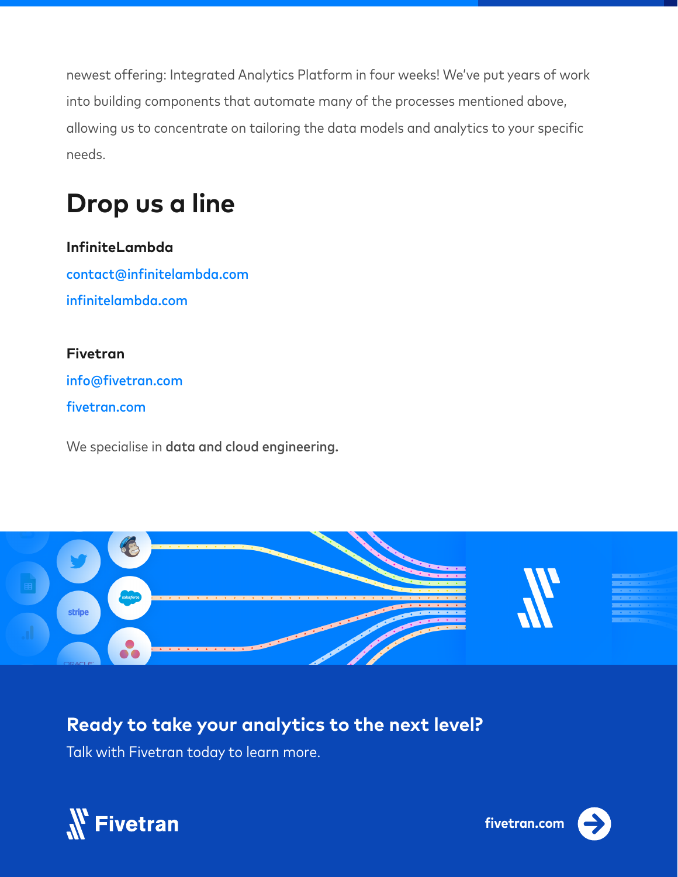newest offering: Integrated Analytics Platform in four weeks! We've put years of work into building components that automate many of the processes mentioned above, allowing us to concentrate on tailoring the data models and analytics to your specific needs.

## Drop us a line

**InfiniteLambda**

contact@infinitelambda.com

infinitelambda.com

**Fivetran**

info@fivetran.com

fivetran.com

We specialise in **data and cloud engineering.**

**Ready to take your analytics to the next level?**

Talk with Fivetran today to learn more.

Fivetran

fivetran.com